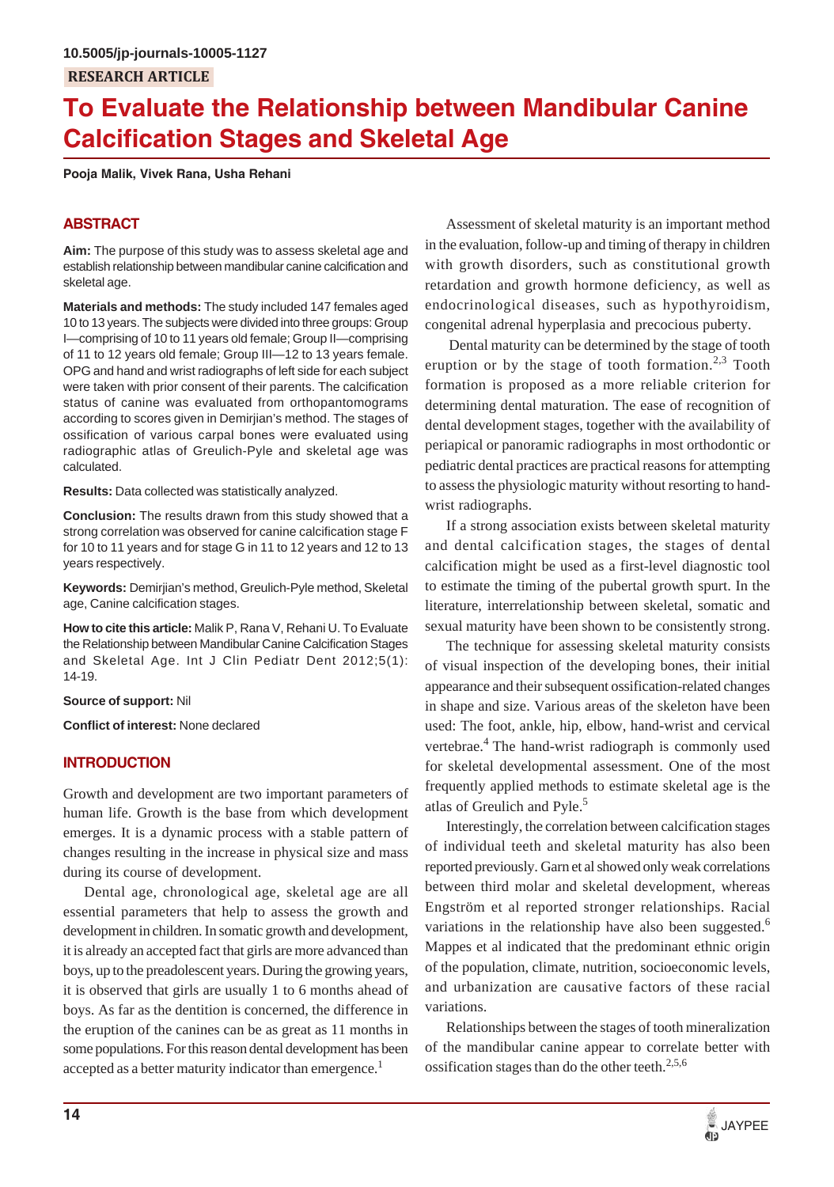10.5005/jp-journals-10005-1127

RESEARCH ARTICLE

# To Evaluate the Relationship between Mandibular Canine Calcification Stages and Skeletal Age

**Pooja Malik, Vivek Rana, Usha Rehani**

## ABSTRACT

**Aim:** The purpose of this study was to assess skeletal age and establish relationship between mandibular canine calcification and skeletal age.

**Materials and methods:** The study included 147 females aged 10 to 13 years. The subjects were divided into three groups: Group I—comprising of 10 to 11 years old female; Group II—comprising of 11 to 12 years old female; Group III—12 to 13 years female. OPG and hand and wrist radiographs of left side for each subject were taken with prior consent of their parents. The calcification status of canine was evaluated from orthopantomograms according to scores given in Demirjian's method. The stages of ossification of various carpal bones were evaluated using radiographic atlas of Greulich-Pyle and skeletal age was calculated.

**Results:** Data collected was statistically analyzed.

**Conclusion:** The results drawn from this study showed that a strong correlation was observed for canine calcification stage F for 10 to 11 years and for stage G in 11 to 12 years and 12 to 13 years respectively.

**Keywords:** Demirjian's method, Greulich-Pyle method, Skeletal age, Canine calcification stages.

**How to cite this article:** Malik P, Rana V, Rehani U. To Evaluate the Relationship between Mandibular Canine Calcification Stages and Skeletal Age. Int J Clin Pediatr Dent 2012;5(1):14-19.

**Source of support:** Nil

**Conflict of interest:** None declared

## INTRODUCTION

Growth and development are two important parameters of human life. Growth is the base from which development emerges. It is a dynamic process with a stable pattern of changes resulting in the increase in physical size and mass during its course of development.

Dental age, chronological age, skeletal age are all essential parameters that help to assess the growth and development in children. In somatic growth and development, it is already an accepted fact that girls are more advanced than boys, up to the preadolescent years. During the growing years, it is observed that girls are usually 1 to 6 months ahead of boys. As far as the dentition is concerned, the difference in the eruption of the canines can be as great as 11 months in some populations. For this reason dental development has been accepted as a better maturity indicator than emergence.[1]

Assessment of skeletal maturity is an important method in the evaluation, follow-up and timing of therapy in children with growth disorders, such as constitutional growth retardation and growth hormone deficiency, as well as endocrinological diseases, such as hypothyroidism, congenital adrenal hyperplasia and precocious puberty.

Dental maturity can be determined by the stage of tooth eruption or by the stage of tooth formation.[2,3] Tooth formation is proposed as a more reliable criterion for determining dental maturation. The ease of recognition of dental development stages, together with the availability of periapical or panoramic radiographs in most orthodontic or pediatric dental practices are practical reasons for attempting to assess the physiologic maturity without resorting to hand-wrist radiographs.

If a strong association exists between skeletal maturity and dental calcification stages, the stages of dental calcification might be used as a first-level diagnostic tool to estimate the timing of the pubertal growth spurt. In the literature, interrelationship between skeletal, somatic and sexual maturity have been shown to be consistently strong.

The technique for assessing skeletal maturity consists of visual inspection of the developing bones, their initial appearance and their subsequent ossification-related changes in shape and size. Various areas of the skeleton have been used: The foot, ankle, hip, elbow, hand-wrist and cervical vertebrae.[4] The hand-wrist radiograph is commonly used for skeletal developmental assessment. One of the most frequently applied methods to estimate skeletal age is the atlas of Greulich and Pyle.[5]

Interestingly, the correlation between calcification stages of individual teeth and skeletal maturity has also been reported previously. Garn et al showed only weak correlations between third molar and skeletal development, whereas Engström et al reported stronger relationships. Racial variations in the relationship have also been suggested.[6] Mappes et al indicated that the predominant ethnic origin of the population, climate, nutrition, socioeconomic levels, and urbanization are causative factors of these racial variations.

Relationships between the stages of tooth mineralization of the mandibular canine appear to correlate better with ossification stages than do the other teeth.[2,5,6]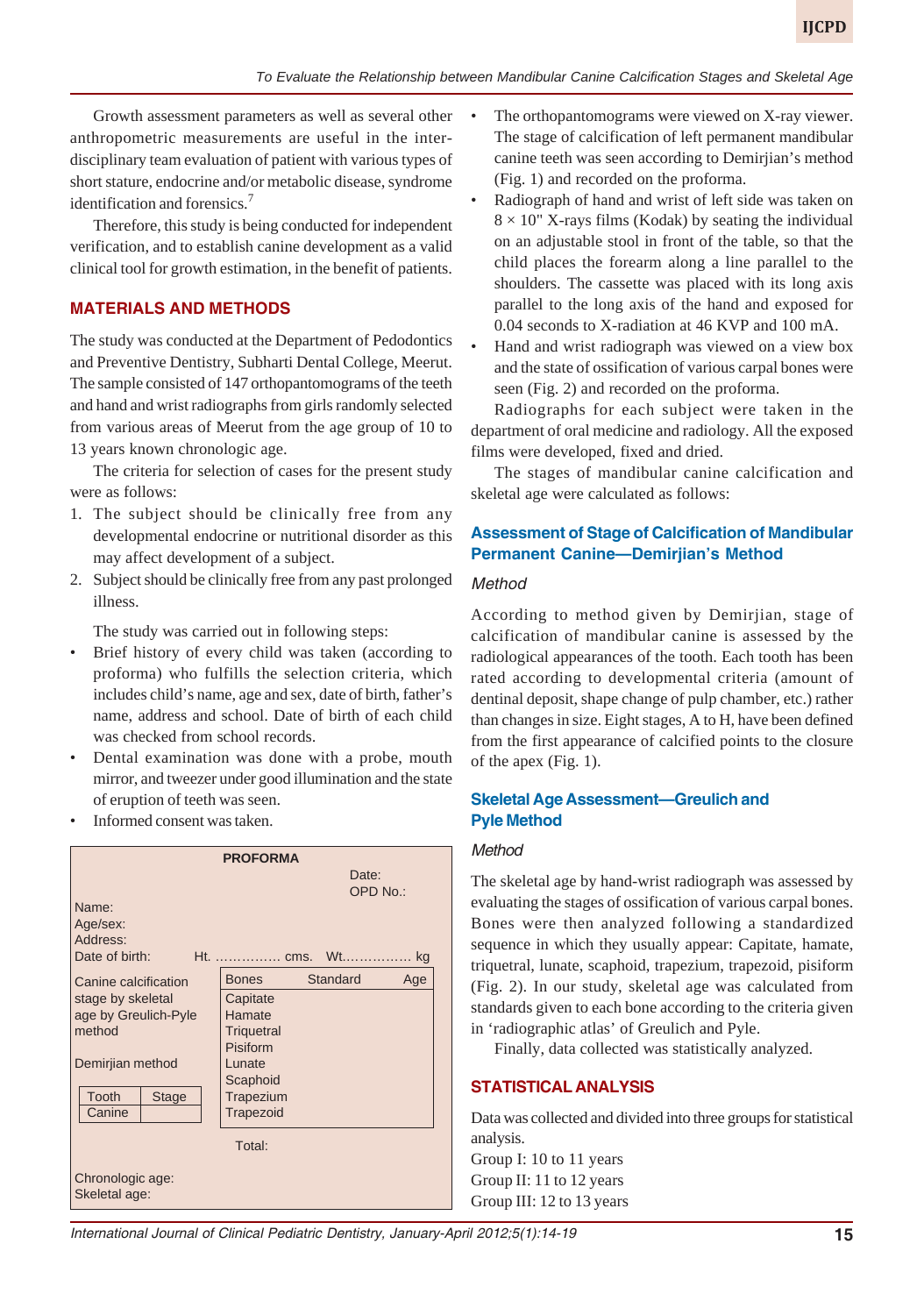Growth assessment parameters as well as several other anthropometric measurements are useful in the interdisciplinary team evaluation of patient with various types of short stature, endocrine and/or metabolic disease, syndrome identification and forensics.[7]

Therefore, this study is being conducted for independent verification, and to establish canine development as a valid clinical tool for growth estimation, in the benefit of patients.

## MATERIALS AND METHODS

The study was conducted at the Department of Pedodontics and Preventive Dentistry, Subharti Dental College, Meerut. The sample consisted of 147 orthopantomograms of the teeth and hand and wrist radiographs from girls randomly selected from various areas of Meerut from the age group of 10 to 13 years known chronologic age.

The criteria for selection of cases for the present study were as follows:

1. The subject should be clinically free from any developmental endocrine or nutritional disorder as this may affect development of a subject.
2. Subject should be clinically free from any past prolonged illness.

The study was carried out in following steps:

- Brief history of every child was taken (according to proforma) who fulfills the selection criteria, which includes child's name, age and sex, date of birth, father's name, address and school. Date of birth of each child was checked from school records.
- Dental examination was done with a probe, mouth mirror, and tweezer under good illumination and the state of eruption of teeth was seen.
- Informed consent was taken.

**PROFORMA**

Date:
OPD No.:

Name:
Age/sex:
Address:
Date of birth: Ht. ............... cms. Wt................ kg

Canine calcification stage by skeletal age by Greulich-Pyle method

| Bones | Standard | Age |
|---|---|---|
| Capitate | | |
| Hamate | | |
| Triquetral | | |
| Pisiform | | |
| Lunate | | |
| Scaphoid | | |
| Trapezium | | |
| Trapezoid | | |

Demirjian method

| Tooth | Stage |
|---|---|
| Canine | |

Total:

Chronologic age:
Skeletal age:

- The orthopantomograms were viewed on X-ray viewer. The stage of calcification of left permanent mandibular canine teeth was seen according to Demirjian's method (Fig. 1) and recorded on the proforma.
- Radiograph of hand and wrist of left side was taken on 8 × 10" X-rays films (Kodak) by seating the individual on an adjustable stool in front of the table, so that the child places the forearm along a line parallel to the shoulders. The cassette was placed with its long axis parallel to the long axis of the hand and exposed for 0.04 seconds to X-radiation at 46 KVP and 100 mA.
- Hand and wrist radiograph was viewed on a view box and the state of ossification of various carpal bones were seen (Fig. 2) and recorded on the proforma.

Radiographs for each subject were taken in the department of oral medicine and radiology. All the exposed films were developed, fixed and dried.

The stages of mandibular canine calcification and skeletal age were calculated as follows:

### Assessment of Stage of Calcification of Mandibular Permanent Canine—Demirjian's Method

*Method*

According to method given by Demirjian, stage of calcification of mandibular canine is assessed by the radiological appearances of the tooth. Each tooth has been rated according to developmental criteria (amount of dentinal deposit, shape change of pulp chamber, etc.) rather than changes in size. Eight stages, A to H, have been defined from the first appearance of calcified points to the closure of the apex (Fig. 1).

### Skeletal Age Assessment—Greulich and Pyle Method

*Method*

The skeletal age by hand-wrist radiograph was assessed by evaluating the stages of ossification of various carpal bones. Bones were then analyzed following a standardized sequence in which they usually appear: Capitate, hamate, triquetral, lunate, scaphoid, trapezium, trapezoid, pisiform (Fig. 2). In our study, skeletal age was calculated from standards given to each bone according to the criteria given in 'radiographic atlas' of Greulich and Pyle.

Finally, data collected was statistically analyzed.

## STATISTICAL ANALYSIS

Data was collected and divided into three groups for statistical analysis.

Group I: 10 to 11 years
Group II: 11 to 12 years
Group III: 12 to 13 years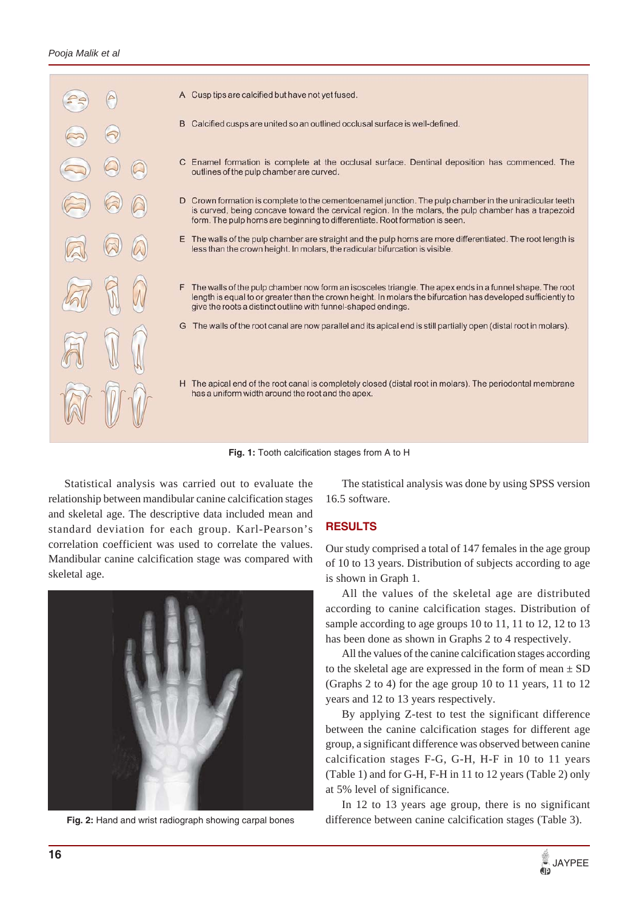A Cusp tips are calcified but have not yet fused.

B Calcified cusps are united so an outlined occlusal surface is well-defined.

C Enamel formation is complete at the occlusal surface. Dentinal deposition has commenced. The outlines of the pulp chamber are curved.

D Crown formation is complete to the cementoenamel junction. The pulp chamber in the uniradicular teeth is curved, being concave toward the cervical region. In the molars, the pulp chamber has a trapezoid form. The pulp horns are beginning to differentiate. Root formation is seen.

E The walls of the pulp chamber are straight and the pulp horns are more differentiated. The root length is less than the crown height. In molars, the radicular bifurcation is visible.

F The walls of the pulp chamber now form an isosceles triangle. The apex ends in a funnel shape. The root length is equal to or greater than the crown height. In molars the bifurcation has developed sufficiently to give the roots a distinct outline with funnel-shaped endings.

G The walls of the root canal are now parallel and its apical end is still partially open (distal root in molars).

H The apical end of the root canal is completely closed (distal root in molars). The periodontal membrane has a uniform width around the root and the apex.

**Fig. 1:** Tooth calcification stages from A to H

Statistical analysis was carried out to evaluate the relationship between mandibular canine calcification stages and skeletal age. The descriptive data included mean and standard deviation for each group. Karl-Pearson's correlation coefficient was used to correlate the values. Mandibular canine calcification stage was compared with skeletal age.

**Fig. 2:** Hand and wrist radiograph showing carpal bones

The statistical analysis was done by using SPSS version 16.5 software.

## RESULTS

Our study comprised a total of 147 females in the age group of 10 to 13 years. Distribution of subjects according to age is shown in Graph 1.

All the values of the skeletal age are distributed according to canine calcification stages. Distribution of sample according to age groups 10 to 11, 11 to 12, 12 to 13 has been done as shown in Graphs 2 to 4 respectively.

All the values of the canine calcification stages according to the skeletal age are expressed in the form of mean ± SD (Graphs 2 to 4) for the age group 10 to 11 years, 11 to 12 years and 12 to 13 years respectively.

By applying Z-test to test the significant difference between the canine calcification stages for different age group, a significant difference was observed between canine calcification stages F-G, G-H, H-F in 10 to 11 years (Table 1) and for G-H, F-H in 11 to 12 years (Table 2) only at 5% level of significance.

In 12 to 13 years age group, there is no significant difference between canine calcification stages (Table 3).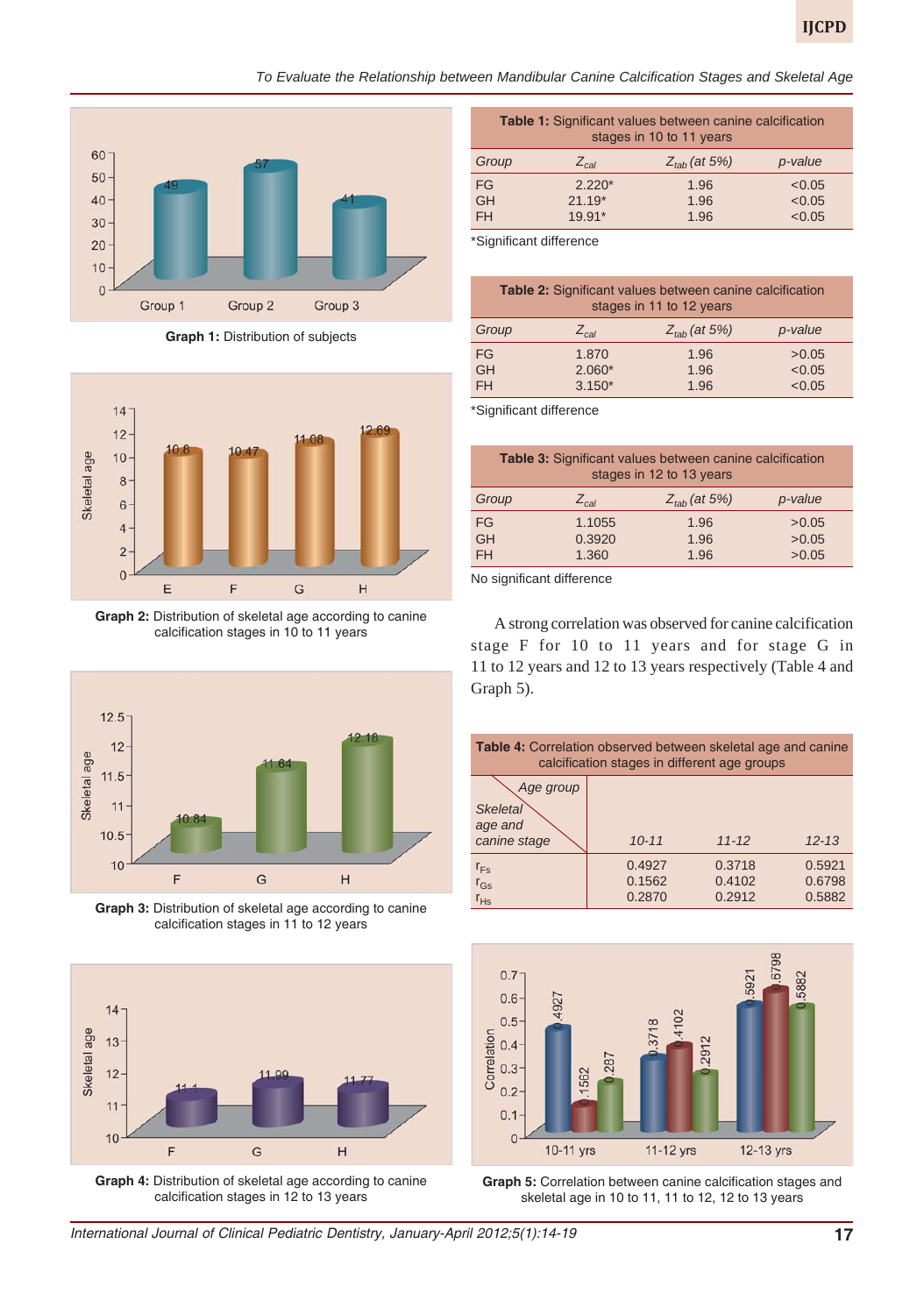Graph 1: Distribution of subjects

Graph 2: Distribution of skeletal age according to canine calcification stages in 10 to 11 years

Graph 3: Distribution of skeletal age according to canine calcification stages in 11 to 12 years

Graph 4: Distribution of skeletal age according to canine calcification stages in 12 to 13 years

**Table 1:** Significant values between canine calcification stages in 10 to 11 years

| *Group* | $Z_{cal}$ | $Z_{tab}$ *(at 5%)* | *p-value* |
|---|---|---|---|
| FG | 2.220* | 1.96 | <0.05 |
| GH | 21.19* | 1.96 | <0.05 |
| FH | 19.91* | 1.96 | <0.05 |

*Significant difference

**Table 2:** Significant values between canine calcification stages in 11 to 12 years

| *Group* | $Z_{cal}$ | $Z_{tab}$ *(at 5%)* | *p-value* |
|---|---|---|---|
| FG | 1.870 | 1.96 | >0.05 |
| GH | 2.060* | 1.96 | <0.05 |
| FH | 3.150* | 1.96 | <0.05 |

*Significant difference

**Table 3:** Significant values between canine calcification stages in 12 to 13 years

| *Group* | $Z_{cal}$ | $Z_{tab}$ *(at 5%)* | *p-value* |
|---|---|---|---|
| FG | 1.1055 | 1.96 | >0.05 |
| GH | 0.3920 | 1.96 | >0.05 |
| FH | 1.360 | 1.96 | >0.05 |

No significant difference

A strong correlation was observed for canine calcification stage F for 10 to 11 years and for stage G in 11 to 12 years and 12 to 13 years respectively (Table 4 and Graph 5).

**Table 4:** Correlation observed between skeletal age and canine calcification stages in different age groups

| *Skeletal age and canine stage* / *Age group* | *10-11* | *11-12* | *12-13* |
|---|---|---|---|
| $r_{Fs}$ | 0.4927 | 0.3718 | 0.5921 |
| $r_{Gs}$ | 0.1562 | 0.4102 | 0.6798 |
| $r_{Hs}$ | 0.2870 | 0.2912 | 0.5882 |

Graph 5: Correlation between canine calcification stages and skeletal age in 10 to 11, 11 to 12, 12 to 13 years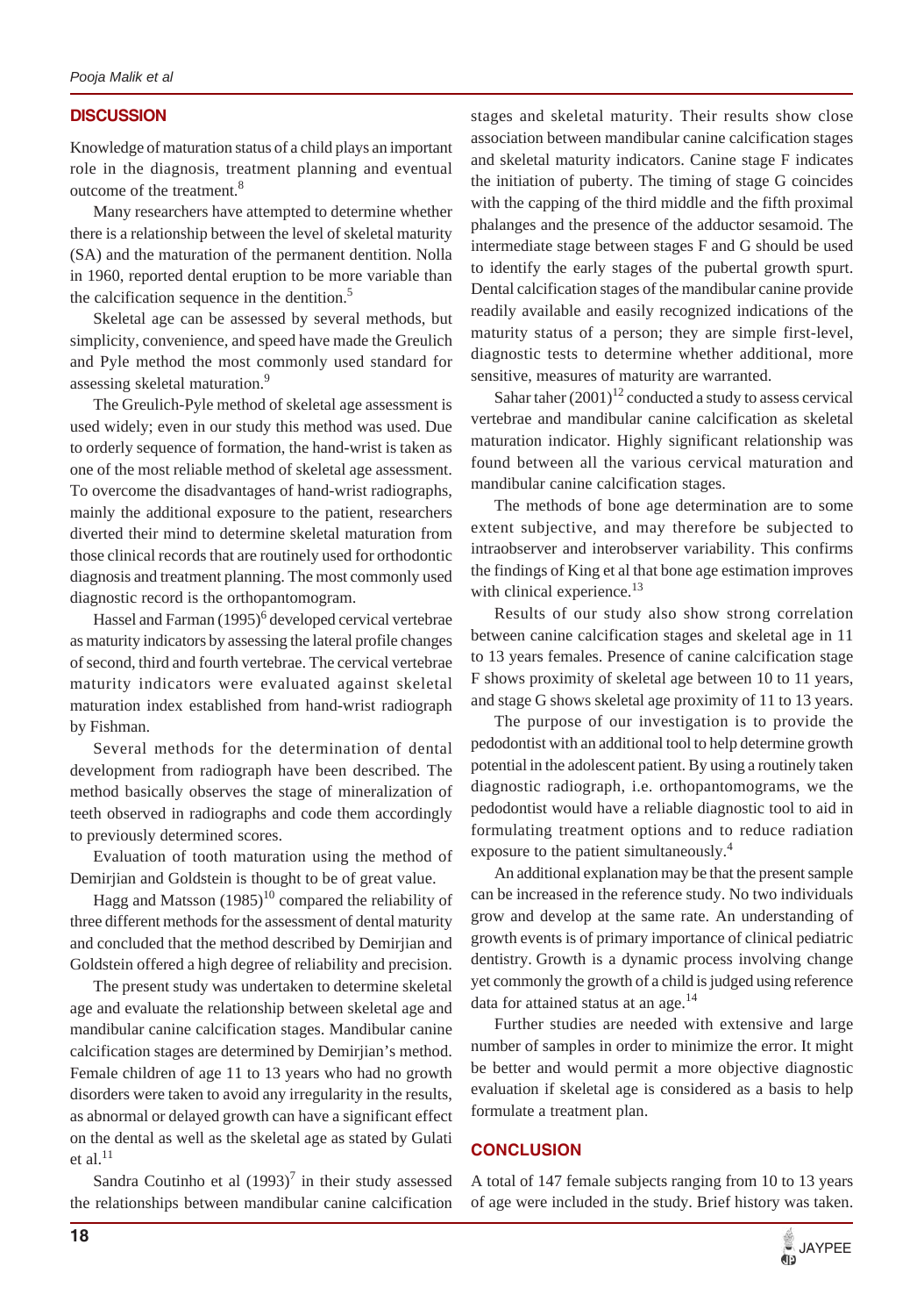## DISCUSSION

Knowledge of maturation status of a child plays an important role in the diagnosis, treatment planning and eventual outcome of the treatment.[8]

Many researchers have attempted to determine whether there is a relationship between the level of skeletal maturity (SA) and the maturation of the permanent dentition. Nolla in 1960, reported dental eruption to be more variable than the calcification sequence in the dentition.[5]

Skeletal age can be assessed by several methods, but simplicity, convenience, and speed have made the Greulich and Pyle method the most commonly used standard for assessing skeletal maturation.[9]

The Greulich-Pyle method of skeletal age assessment is used widely; even in our study this method was used. Due to orderly sequence of formation, the hand-wrist is taken as one of the most reliable method of skeletal age assessment. To overcome the disadvantages of hand-wrist radiographs, mainly the additional exposure to the patient, researchers diverted their mind to determine skeletal maturation from those clinical records that are routinely used for orthodontic diagnosis and treatment planning. The most commonly used diagnostic record is the orthopantomogram.

Hassel and Farman (1995)[6] developed cervical vertebrae as maturity indicators by assessing the lateral profile changes of second, third and fourth vertebrae. The cervical vertebrae maturity indicators were evaluated against skeletal maturation index established from hand-wrist radiograph by Fishman.

Several methods for the determination of dental development from radiograph have been described. The method basically observes the stage of mineralization of teeth observed in radiographs and code them accordingly to previously determined scores.

Evaluation of tooth maturation using the method of Demirjian and Goldstein is thought to be of great value.

Hagg and Matsson (1985)[10] compared the reliability of three different methods for the assessment of dental maturity and concluded that the method described by Demirjian and Goldstein offered a high degree of reliability and precision.

The present study was undertaken to determine skeletal age and evaluate the relationship between skeletal age and mandibular canine calcification stages. Mandibular canine calcification stages are determined by Demirjian's method. Female children of age 11 to 13 years who had no growth disorders were taken to avoid any irregularity in the results, as abnormal or delayed growth can have a significant effect on the dental as well as the skeletal age as stated by Gulati et al.[11]

Sandra Coutinho et al (1993)[7] in their study assessed the relationships between mandibular canine calcification stages and skeletal maturity. Their results show close association between mandibular canine calcification stages and skeletal maturity indicators. Canine stage F indicates the initiation of puberty. The timing of stage G coincides with the capping of the third middle and the fifth proximal phalanges and the presence of the adductor sesamoid. The intermediate stage between stages F and G should be used to identify the early stages of the pubertal growth spurt. Dental calcification stages of the mandibular canine provide readily available and easily recognized indications of the maturity status of a person; they are simple first-level, diagnostic tests to determine whether additional, more sensitive, measures of maturity are warranted.

Sahar taher (2001)[12] conducted a study to assess cervical vertebrae and mandibular canine calcification as skeletal maturation indicator. Highly significant relationship was found between all the various cervical maturation and mandibular canine calcification stages.

The methods of bone age determination are to some extent subjective, and may therefore be subjected to intraobserver and interobserver variability. This confirms the findings of King et al that bone age estimation improves with clinical experience.[13]

Results of our study also show strong correlation between canine calcification stages and skeletal age in 11 to 13 years females. Presence of canine calcification stage F shows proximity of skeletal age between 10 to 11 years, and stage G shows skeletal age proximity of 11 to 13 years.

The purpose of our investigation is to provide the pedodontist with an additional tool to help determine growth potential in the adolescent patient. By using a routinely taken diagnostic radiograph, i.e. orthopantomograms, we the pedodontist would have a reliable diagnostic tool to aid in formulating treatment options and to reduce radiation exposure to the patient simultaneously.[4]

An additional explanation may be that the present sample can be increased in the reference study. No two individuals grow and develop at the same rate. An understanding of growth events is of primary importance of clinical pediatric dentistry. Growth is a dynamic process involving change yet commonly the growth of a child is judged using reference data for attained status at an age.[14]

Further studies are needed with extensive and large number of samples in order to minimize the error. It might be better and would permit a more objective diagnostic evaluation if skeletal age is considered as a basis to help formulate a treatment plan.

## CONCLUSION

A total of 147 female subjects ranging from 10 to 13 years of age were included in the study. Brief history was taken.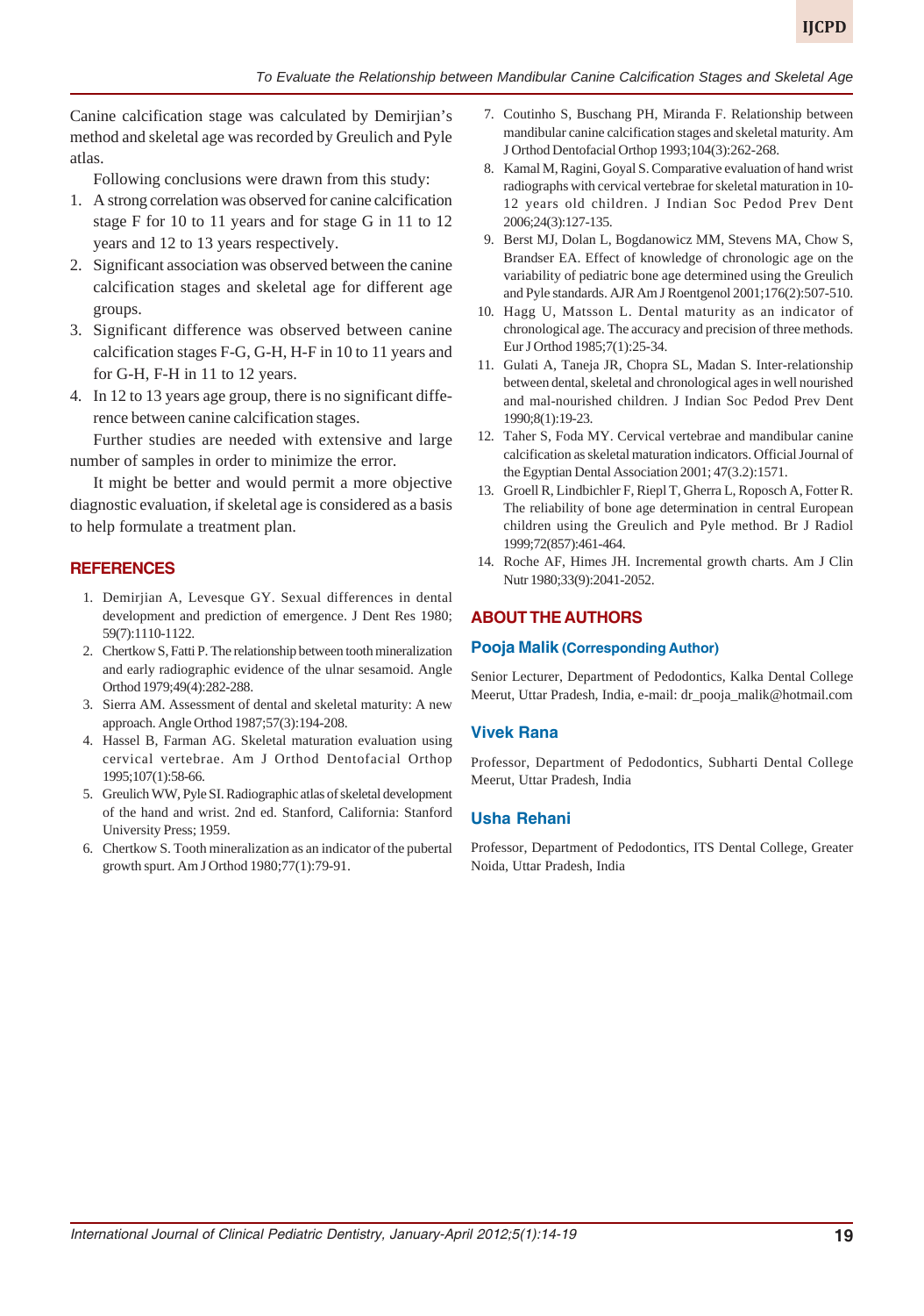Canine calcification stage was calculated by Demirjian's method and skeletal age was recorded by Greulich and Pyle atlas.

Following conclusions were drawn from this study:

1. A strong correlation was observed for canine calcification stage F for 10 to 11 years and for stage G in 11 to 12 years and 12 to 13 years respectively.
2. Significant association was observed between the canine calcification stages and skeletal age for different age groups.
3. Significant difference was observed between canine calcification stages F-G, G-H, H-F in 10 to 11 years and for G-H, F-H in 11 to 12 years.
4. In 12 to 13 years age group, there is no significant difference between canine calcification stages.

Further studies are needed with extensive and large number of samples in order to minimize the error.

It might be better and would permit a more objective diagnostic evaluation, if skeletal age is considered as a basis to help formulate a treatment plan.

## REFERENCES

1. Demirjian A, Levesque GY. Sexual differences in dental development and prediction of emergence. J Dent Res 1980; 59(7):1110-1122.
2. Chertkow S, Fatti P. The relationship between tooth mineralization and early radiographic evidence of the ulnar sesamoid. Angle Orthod 1979;49(4):282-288.
3. Sierra AM. Assessment of dental and skeletal maturity: A new approach. Angle Orthod 1987;57(3):194-208.
4. Hassel B, Farman AG. Skeletal maturation evaluation using cervical vertebrae. Am J Orthod Dentofacial Orthop 1995;107(1):58-66.
5. Greulich WW, Pyle SI. Radiographic atlas of skeletal development of the hand and wrist. 2nd ed. Stanford, California: Stanford University Press; 1959.
6. Chertkow S. Tooth mineralization as an indicator of the pubertal growth spurt. Am J Orthod 1980;77(1):79-91.
7. Coutinho S, Buschang PH, Miranda F. Relationship between mandibular canine calcification stages and skeletal maturity. Am J Orthod Dentofacial Orthop 1993;104(3):262-268.
8. Kamal M, Ragini, Goyal S. Comparative evaluation of hand wrist radiographs with cervical vertebrae for skeletal maturation in 10-12 years old children. J Indian Soc Pedod Prev Dent 2006;24(3):127-135.
9. Berst MJ, Dolan L, Bogdanowicz MM, Stevens MA, Chow S, Brandser EA. Effect of knowledge of chronologic age on the variability of pediatric bone age determined using the Greulich and Pyle standards. AJR Am J Roentgenol 2001;176(2):507-510.
10. Hagg U, Matsson L. Dental maturity as an indicator of chronological age. The accuracy and precision of three methods. Eur J Orthod 1985;7(1):25-34.
11. Gulati A, Taneja JR, Chopra SL, Madan S. Inter-relationship between dental, skeletal and chronological ages in well nourished and mal-nourished children. J Indian Soc Pedod Prev Dent 1990;8(1):19-23.
12. Taher S, Foda MY. Cervical vertebrae and mandibular canine calcification as skeletal maturation indicators. Official Journal of the Egyptian Dental Association 2001; 47(3.2):1571.
13. Groell R, Lindbichler F, Riepl T, Gherra L, Roposch A, Fotter R. The reliability of bone age determination in central European children using the Greulich and Pyle method. Br J Radiol 1999;72(857):461-464.
14. Roche AF, Himes JH. Incremental growth charts. Am J Clin Nutr 1980;33(9):2041-2052.

## ABOUT THE AUTHORS

### Pooja Malik (Corresponding Author)

Senior Lecturer, Department of Pedodontics, Kalka Dental College Meerut, Uttar Pradesh, India, e-mail: dr_pooja_malik@hotmail.com

### Vivek Rana

Professor, Department of Pedodontics, Subharti Dental College Meerut, Uttar Pradesh, India

### Usha Rehani

Professor, Department of Pedodontics, ITS Dental College, Greater Noida, Uttar Pradesh, India